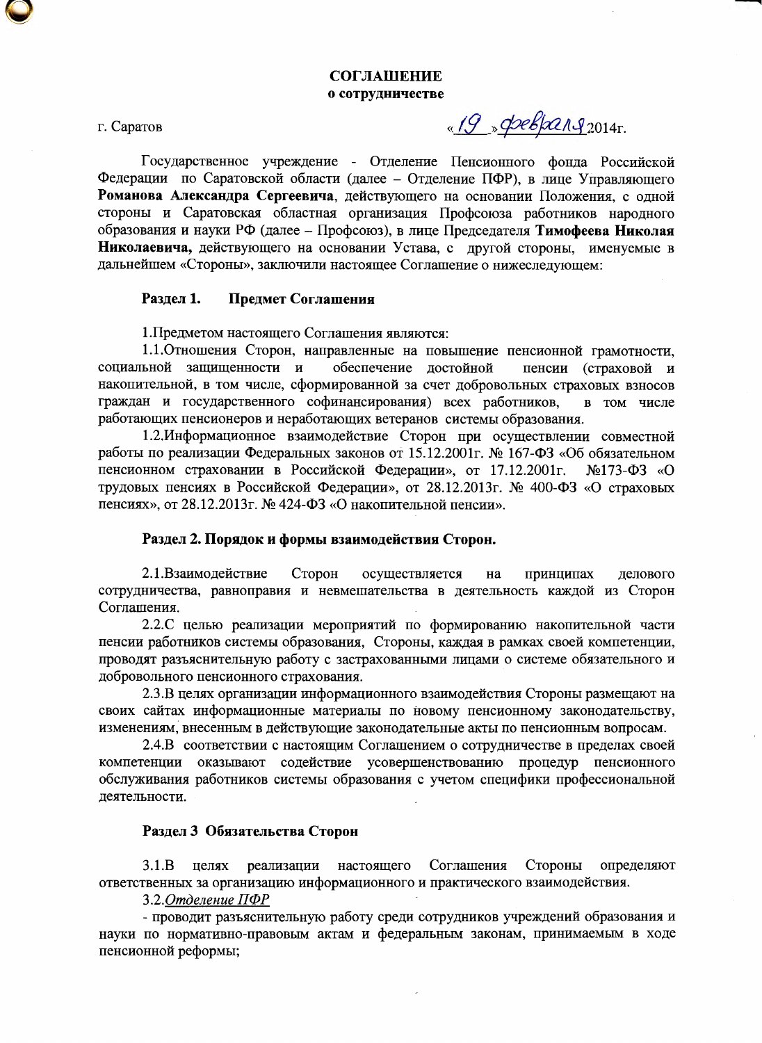**СОГЛАШЕНИЕ**
**о сотрудничестве**

г. Саратов «19» февраля 2014г.

Государственное учреждение - Отделение Пенсионного фонда Российской Федерации по Саратовской области (далее – Отделение ПФР), в лице Управляющего **Романова Александра Сергеевича**, действующего на основании Положения, с одной стороны и Саратовская областная организация Профсоюза работников народного образования и науки РФ (далее – Профсоюз), в лице Председателя **Тимофеева Николая Николаевича,** действующего на основании Устава, с другой стороны, именуемые в дальнейшем «Стороны», заключили настоящее Соглашение о нижеследующем:

## Раздел 1. Предмет Соглашения

1.Предметом настоящего Соглашения являются:

1.1.Отношения Сторон, направленные на повышение пенсионной грамотности, социальной защищенности и обеспечение достойной пенсии (страховой и накопительной, в том числе, сформированной за счет добровольных страховых взносов граждан и государственного софинансирования) всех работников, в том числе работающих пенсионеров и неработающих ветеранов системы образования.

1.2.Информационное взаимодействие Сторон при осуществлении совместной работы по реализации Федеральных законов от 15.12.2001г. № 167-ФЗ «Об обязательном пенсионном страховании в Российской Федерации», от 17.12.2001г. №173-ФЗ «О трудовых пенсиях в Российской Федерации», от 28.12.2013г. № 400-ФЗ «О страховых пенсиях», от 28.12.2013г. № 424-ФЗ «О накопительной пенсии».

## Раздел 2. Порядок и формы взаимодействия Сторон.

2.1.Взаимодействие Сторон осуществляется на принципах делового сотрудничества, равноправия и невмешательства в деятельность каждой из Сторон Соглашения.

2.2.С целью реализации мероприятий по формированию накопительной части пенсии работников системы образования, Стороны, каждая в рамках своей компетенции, проводят разъяснительную работу с застрахованными лицами о системе обязательного и добровольного пенсионного страхования.

2.3.В целях организации информационного взаимодействия Стороны размещают на своих сайтах информационные материалы по новому пенсионному законодательству, изменениям, внесенным в действующие законодательные акты по пенсионным вопросам.

2.4.В соответствии с настоящим Соглашением о сотрудничестве в пределах своей компетенции оказывают содействие усовершенствованию процедур пенсионного обслуживания работников системы образования с учетом специфики профессиональной деятельности.

## Раздел 3 Обязательства Сторон

3.1.В целях реализации настоящего Соглашения Стороны определяют ответственных за организацию информационного и практического взаимодействия.

3.2.*Отделение ПФР*

- проводит разъяснительную работу среди сотрудников учреждений образования и науки по нормативно-правовым актам и федеральным законам, принимаемым в ходе пенсионной реформы;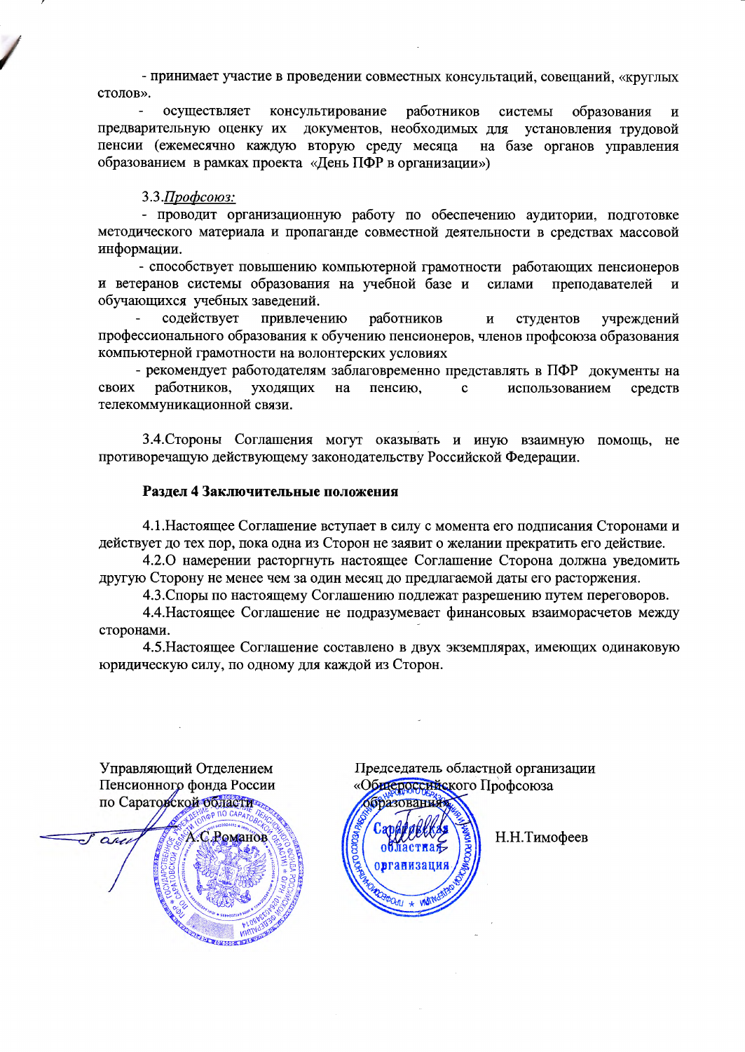- принимает участие в проведении совместных консультаций, совещаний, «круглых столов».

- осуществляет консультирование работников системы образования и предварительную оценку их документов, необходимых для установления трудовой пенсии (ежемесячно каждую вторую среду месяца на базе органов управления образованием в рамках проекта «День ПФР в организации»)

3.3.*Профсоюз:*

- проводит организационную работу по обеспечению аудитории, подготовке методического материала и пропаганде совместной деятельности в средствах массовой информации.

- способствует повышению компьютерной грамотности работающих пенсионеров и ветеранов системы образования на учебной базе и силами преподавателей и обучающихся учебных заведений.

- содействует привлечению работников и студентов учреждений профессионального образования к обучению пенсионеров, членов профсоюза образования компьютерной грамотности на волонтерских условиях

- рекомендует работодателям заблаговременно представлять в ПФР документы на своих работников, уходящих на пенсию, с использованием средств телекоммуникационной связи.

3.4.Стороны Соглашения могут оказывать и иную взаимную помощь, не противоречащую действующему законодательству Российской Федерации.

**Раздел 4 Заключительные положения**

4.1.Настоящее Соглашение вступает в силу с момента его подписания Сторонами и действует до тех пор, пока одна из Сторон не заявит о желании прекратить его действие.

4.2.О намерении расторгнуть настоящее Соглашение Сторона должна уведомить другую Сторону не менее чем за один месяц до предлагаемой даты его расторжения.

4.3.Споры по настоящему Соглашению подлежат разрешению путем переговоров.

4.4.Настоящее Соглашение не подразумевает финансовых взаиморасчетов между сторонами.

4.5.Настоящее Соглашение составлено в двух экземплярах, имеющих одинаковую юридическую силу, по одному для каждой из Сторон.

Управляющий Отделением Пенсионного фонда России по Саратовской области

А.С.Романов

Председатель областной организации «Общероссийского Профсоюза образования»

Н.Н.Тимофеев